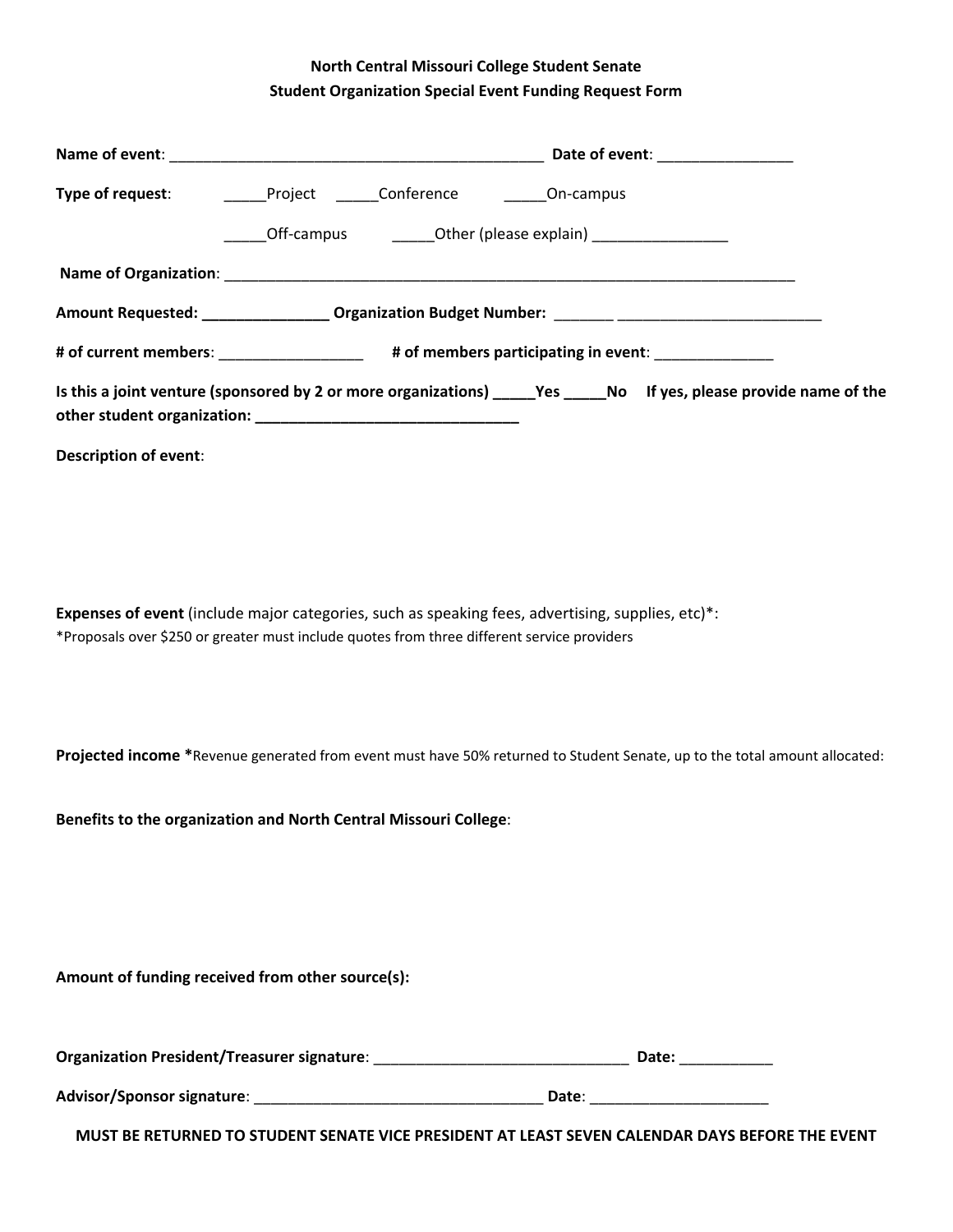**North Central Missouri College Student Senate**
**Student Organization Special Event Funding Request Form**

**Name of event**: _______________________________________________ **Date of event**: ________________

**Type of request**: _____Project _____Conference _____On-campus

_____Off-campus _____Other (please explain) ________________

**Name of Organization**: ________________________________________________________________________

**Amount Requested: _______________ Organization Budget Number:** _______ _________________________

**# of current members**: _________________ **# of members participating in event**: ______________

**Is this a joint venture (sponsored by 2 or more organizations) _____Yes _____No If yes, please provide name of the other student organization: _______________________________**

**Description of event**:

**Expenses of event** (include major categories, such as speaking fees, advertising, supplies, etc)*:

*Proposals over $250 or greater must include quotes from three different service providers

**Projected income ***Revenue generated from event must have 50% returned to Student Senate, up to the total amount allocated:

**Benefits to the organization and North Central Missouri College**:

**Amount of funding received from other source(s):**

**Organization President/Treasurer signature**: _______________________________ **Date:** ___________

**Advisor/Sponsor signature**: ____________________________________ **Date**: ______________________

**MUST BE RETURNED TO STUDENT SENATE VICE PRESIDENT AT LEAST SEVEN CALENDAR DAYS BEFORE THE EVENT**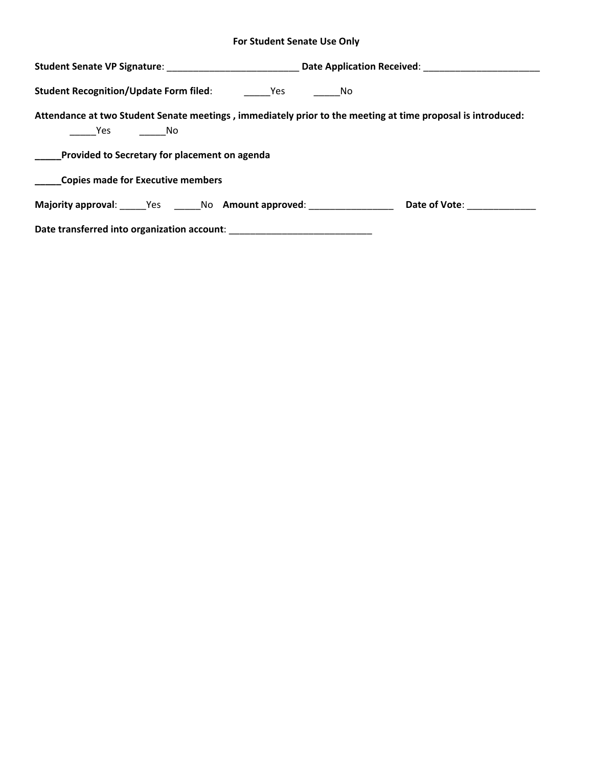**For Student Senate Use Only**

**Student Senate VP Signature**: _________________________ **Date Application Received**: ______________________

**Student Recognition/Update Form filed**: _____Yes _____No

**Attendance at two Student Senate meetings , immediately prior to the meeting at time proposal is introduced:**

_____Yes _____No

**_____Provided to Secretary for placement on agenda**

**_____Copies made for Executive members**

**Majority approval**: _____Yes _____No **Amount approved**: ________________ **Date of Vote**: _____________

**Date transferred into organization account**: ___________________________